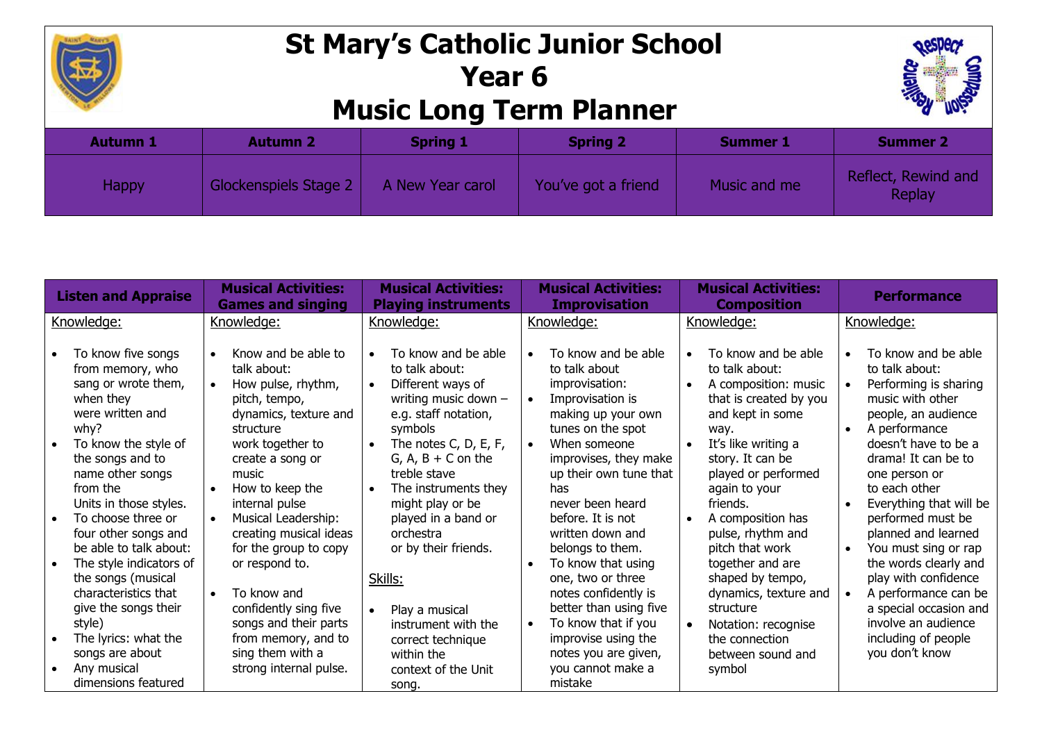# St Mary's Catholic Junior School
## Year 6
## Music Long Term Planner

| Autumn 1 | Autumn 2 | Spring 1 | Spring 2 | Summer 1 | Summer 2 |
|---|---|---|---|---|---|
| Happy | Glockenspiels Stage 2 | A New Year carol | You've got a friend | Music and me | Reflect, Rewind and Replay |

| Listen and Appraise | Musical Activities: Games and singing | Musical Activities: Playing instruments | Musical Activities: Improvisation | Musical Activities: Composition | Performance |
|---|---|---|---|---|---|
| Knowledge:<br><br>• To know five songs from memory, who sang or wrote them, when they were written and why?<br>• To know the style of the songs and to name other songs from the Units in those styles.<br>• To choose three or four other songs and be able to talk about:<br>• The style indicators of the songs (musical characteristics that give the songs their style)<br>• The lyrics: what the songs are about<br>• Any musical dimensions featured | Knowledge:<br><br>• Know and be able to talk about:<br>• How pulse, rhythm, pitch, tempo, dynamics, texture and structure work together to create a song or music<br>• How to keep the internal pulse<br>• Musical Leadership: creating musical ideas for the group to copy or respond to.<br><br>• To know and confidently sing five songs and their parts from memory, and to sing them with a strong internal pulse. | Knowledge:<br><br>• To know and be able to talk about:<br>• Different ways of writing music down – e.g. staff notation, symbols<br>• The notes C, D, E, F, G, A, B + C on the treble stave<br>• The instruments they might play or be played in a band or orchestra or by their friends.<br><br>Skills:<br><br>• Play a musical instrument with the correct technique within the context of the Unit song. | Knowledge:<br><br>• To know and be able to talk about improvisation:<br>• Improvisation is making up your own tunes on the spot<br>• When someone improvises, they make up their own tune that has never been heard before. It is not written down and belongs to them.<br>• To know that using one, two or three notes confidently is better than using five<br>• To know that if you improvise using the notes you are given, you cannot make a mistake | Knowledge:<br><br>• To know and be able to talk about:<br>• A composition: music that is created by you and kept in some way.<br>• It's like writing a story. It can be played or performed again to your friends.<br>• A composition has pulse, rhythm and pitch that work together and are shaped by tempo, dynamics, texture and structure<br>• Notation: recognise the connection between sound and symbol | Knowledge:<br><br>• To know and be able to talk about:<br>• Performing is sharing music with other people, an audience<br>• A performance doesn't have to be a drama! It can be to one person or to each other<br>• Everything that will be performed must be planned and learned<br>• You must sing or rap the words clearly and play with confidence<br>• A performance can be a special occasion and involve an audience including of people you don't know |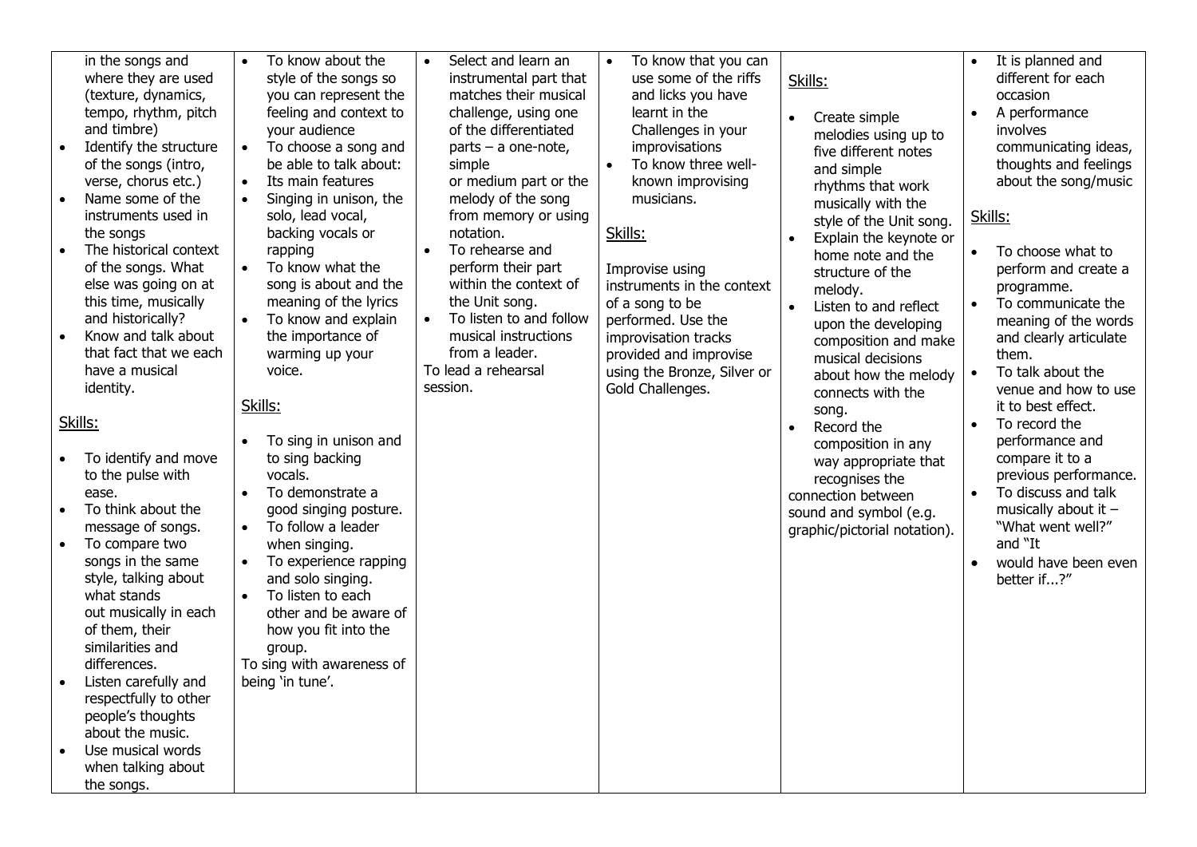| | | | | | |
|---|---|---|---|---|---|
| in the songs and where they are used (texture, dynamics, tempo, rhythm, pitch and timbre)<br>• Identify the structure of the songs (intro, verse, chorus etc.)<br>• Name some of the instruments used in the songs<br>• The historical context of the songs. What else was going on at this time, musically and historically?<br>• Know and talk about that fact that we each have a musical identity.<br><br>Skills:<br><br>• To identify and move to the pulse with ease.<br>• To think about the message of songs.<br>• To compare two songs in the same style, talking about what stands out musically in each of them, their similarities and differences.<br>• Listen carefully and respectfully to other people's thoughts about the music.<br>• Use musical words when talking about the songs. | • To know about the style of the songs so you can represent the feeling and context to your audience<br>• To choose a song and be able to talk about:<br>• Its main features<br>• Singing in unison, the solo, lead vocal, backing vocals or rapping<br>• To know what the song is about and the meaning of the lyrics<br>• To know and explain the importance of warming up your voice.<br><br>Skills:<br><br>• To sing in unison and to sing backing vocals.<br>• To demonstrate a good singing posture.<br>• To follow a leader when singing.<br>• To experience rapping and solo singing.<br>• To listen to each other and be aware of how you fit into the group.<br>To sing with awareness of being 'in tune'. | • Select and learn an instrumental part that matches their musical challenge, using one of the differentiated parts – a one-note, simple or medium part or the melody of the song from memory or using notation.<br>• To rehearse and perform their part within the context of the Unit song.<br>• To listen to and follow musical instructions from a leader.<br>To lead a rehearsal session. | • To know that you can use some of the riffs and licks you have learnt in the Challenges in your improvisations<br>• To know three well-known improvising musicians.<br><br>Skills:<br><br>Improvise using instruments in the context of a song to be performed. Use the improvisation tracks provided and improvise using the Bronze, Silver or Gold Challenges. | Skills:<br><br>• Create simple melodies using up to five different notes and simple rhythms that work musically with the style of the Unit song.<br>• Explain the keynote or home note and the structure of the melody.<br>• Listen to and reflect upon the developing composition and make musical decisions about how the melody connects with the song.<br>• Record the composition in any way appropriate that recognises the<br>connection between sound and symbol (e.g. graphic/pictorial notation). | • It is planned and different for each occasion<br>• A performance involves communicating ideas, thoughts and feelings about the song/music<br><br>Skills:<br><br>• To choose what to perform and create a programme.<br>• To communicate the meaning of the words and clearly articulate them.<br>• To talk about the venue and how to use it to best effect.<br>• To record the performance and compare it to a previous performance.<br>• To discuss and talk musically about it – "What went well?" and "It<br>• would have been even better if...?" |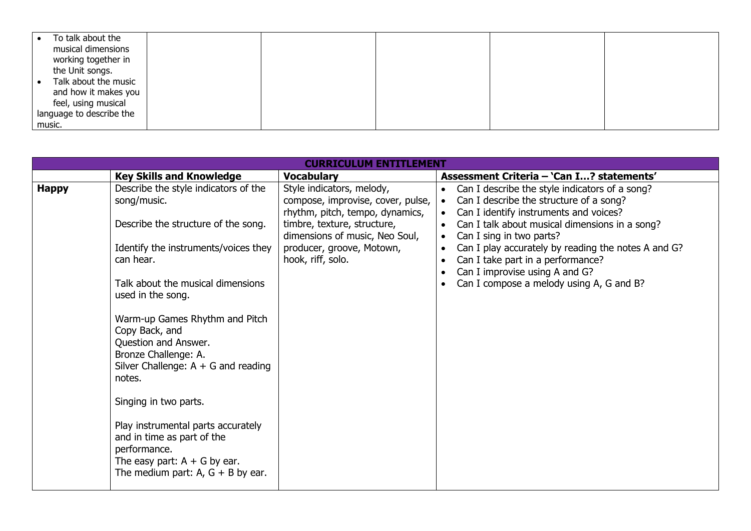| | | | | | |
|---|---|---|---|---|---|
| <ul><li>To talk about the musical dimensions working together in the Unit songs.</li><li>Talk about the music and how it makes you feel, using musical</li></ul>language to describe the music. | | | | | |

| CURRICULUM ENTITLEMENT | | | |
|---|---|---|---|
| | **Key Skills and Knowledge** | **Vocabulary** | **Assessment Criteria – 'Can I…? statements'** |
| **Happy** | Describe the style indicators of the song/music.<br><br>Describe the structure of the song.<br><br>Identify the instruments/voices they can hear.<br><br>Talk about the musical dimensions used in the song.<br><br>Warm-up Games Rhythm and Pitch Copy Back, and Question and Answer.<br>Bronze Challenge: A.<br>Silver Challenge: A + G and reading notes.<br><br>Singing in two parts.<br><br>Play instrumental parts accurately and in time as part of the performance.<br>The easy part: A + G by ear.<br>The medium part: A, G + B by ear. | Style indicators, melody, compose, improvise, cover, pulse, rhythm, pitch, tempo, dynamics, timbre, texture, structure, dimensions of music, Neo Soul, producer, groove, Motown, hook, riff, solo. | <ul><li>Can I describe the style indicators of a song?</li><li>Can I describe the structure of a song?</li><li>Can I identify instruments and voices?</li><li>Can I talk about musical dimensions in a song?</li><li>Can I sing in two parts?</li><li>Can I play accurately by reading the notes A and G?</li><li>Can I take part in a performance?</li><li>Can I improvise using A and G?</li><li>Can I compose a melody using A, G and B?</li></ul> |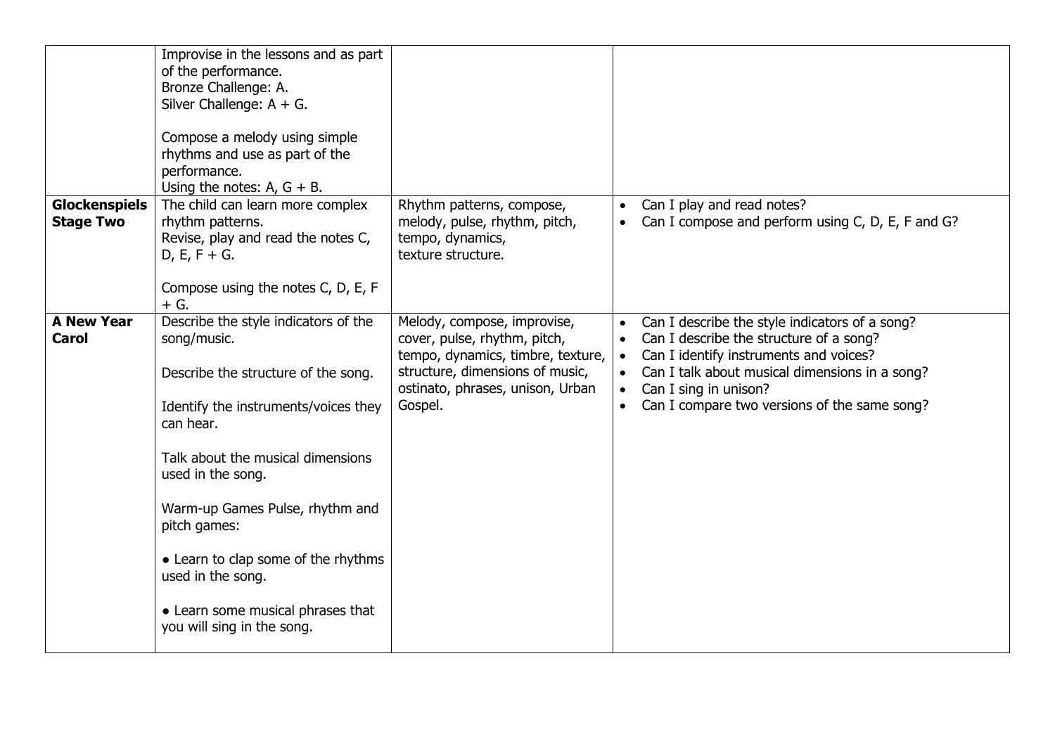| | | | |
|---|---|---|---|
| | Improvise in the lessons and as part of the performance.<br>Bronze Challenge: A.<br>Silver Challenge: A + G.<br><br>Compose a melody using simple rhythms and use as part of the performance.<br>Using the notes: A, G + B. | | |
| **Glockenspiels Stage Two** | The child can learn more complex rhythm patterns.<br>Revise, play and read the notes C, D, E, F + G.<br><br>Compose using the notes C, D, E, F + G. | Rhythm patterns, compose, melody, pulse, rhythm, pitch, tempo, dynamics, texture structure. | • Can I play and read notes?<br>• Can I compose and perform using C, D, E, F and G? |
| **A New Year Carol** | Describe the style indicators of the song/music.<br><br>Describe the structure of the song.<br><br>Identify the instruments/voices they can hear.<br><br>Talk about the musical dimensions used in the song.<br><br>Warm-up Games Pulse, rhythm and pitch games:<br><br>• Learn to clap some of the rhythms used in the song.<br><br>• Learn some musical phrases that you will sing in the song. | Melody, compose, improvise, cover, pulse, rhythm, pitch, tempo, dynamics, timbre, texture, structure, dimensions of music, ostinato, phrases, unison, Urban Gospel. | • Can I describe the style indicators of a song?<br>• Can I describe the structure of a song?<br>• Can I identify instruments and voices?<br>• Can I talk about musical dimensions in a song?<br>• Can I sing in unison?<br>• Can I compare two versions of the same song? |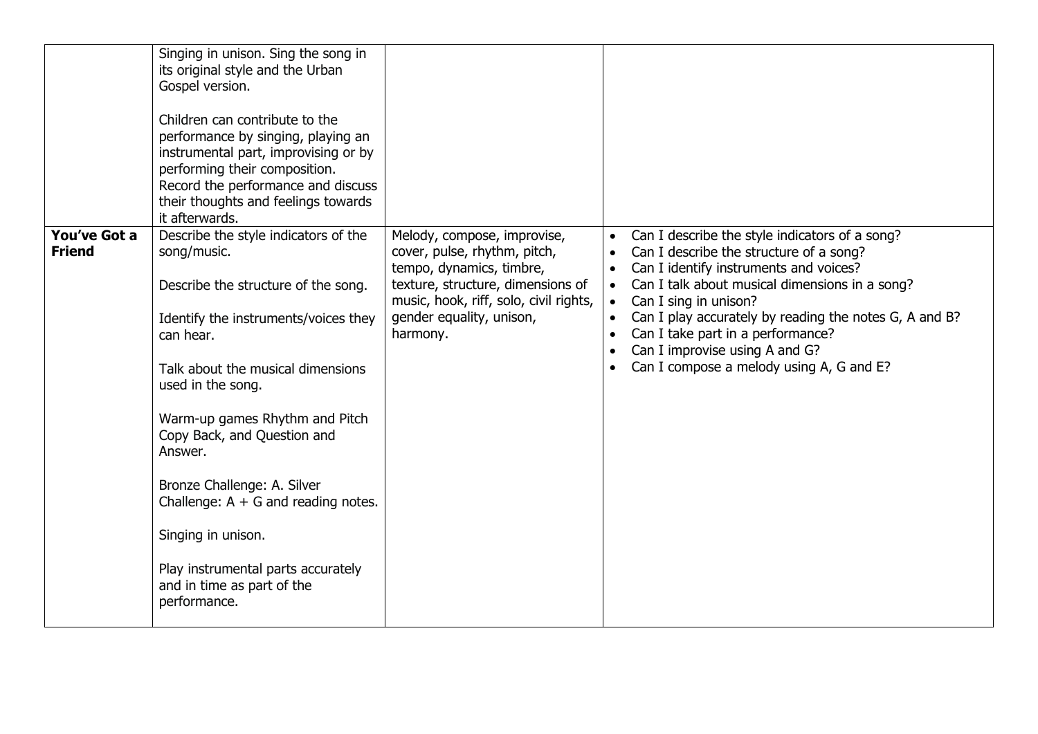| | | | |
|---|---|---|---|
| | Singing in unison. Sing the song in its original style and the Urban Gospel version.<br><br>Children can contribute to the performance by singing, playing an instrumental part, improvising or by performing their composition. Record the performance and discuss their thoughts and feelings towards it afterwards. | | |
| **You've Got a Friend** | Describe the style indicators of the song/music.<br><br>Describe the structure of the song.<br><br>Identify the instruments/voices they can hear.<br><br>Talk about the musical dimensions used in the song.<br><br>Warm-up games Rhythm and Pitch Copy Back, and Question and Answer.<br><br>Bronze Challenge: A. Silver Challenge: A + G and reading notes.<br><br>Singing in unison.<br><br>Play instrumental parts accurately and in time as part of the performance. | Melody, compose, improvise, cover, pulse, rhythm, pitch, tempo, dynamics, timbre, texture, structure, dimensions of music, hook, riff, solo, civil rights, gender equality, unison, harmony. | • Can I describe the style indicators of a song?<br>• Can I describe the structure of a song?<br>• Can I identify instruments and voices?<br>• Can I talk about musical dimensions in a song?<br>• Can I sing in unison?<br>• Can I play accurately by reading the notes G, A and B?<br>• Can I take part in a performance?<br>• Can I improvise using A and G?<br>• Can I compose a melody using A, G and E? |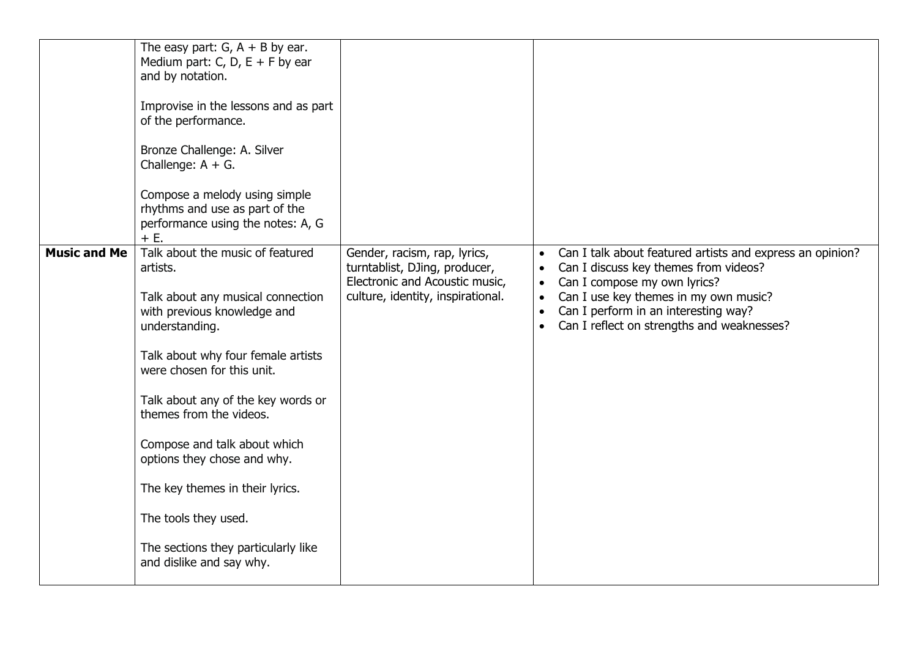| | | | |
|---|---|---|---|
| | The easy part: G, A + B by ear. Medium part: C, D, E + F by ear and by notation.<br><br>Improvise in the lessons and as part of the performance.<br><br>Bronze Challenge: A. Silver Challenge: A + G.<br><br>Compose a melody using simple rhythms and use as part of the performance using the notes: A, G + E. | | |
| **Music and Me** | Talk about the music of featured artists.<br><br>Talk about any musical connection with previous knowledge and understanding.<br><br>Talk about why four female artists were chosen for this unit.<br><br>Talk about any of the key words or themes from the videos.<br><br>Compose and talk about which options they chose and why.<br><br>The key themes in their lyrics.<br><br>The tools they used.<br><br>The sections they particularly like and dislike and say why. | Gender, racism, rap, lyrics, turntablist, DJing, producer, Electronic and Acoustic music, culture, identity, inspirational. | • Can I talk about featured artists and express an opinion?<br>• Can I discuss key themes from videos?<br>• Can I compose my own lyrics?<br>• Can I use key themes in my own music?<br>• Can I perform in an interesting way?<br>• Can I reflect on strengths and weaknesses? |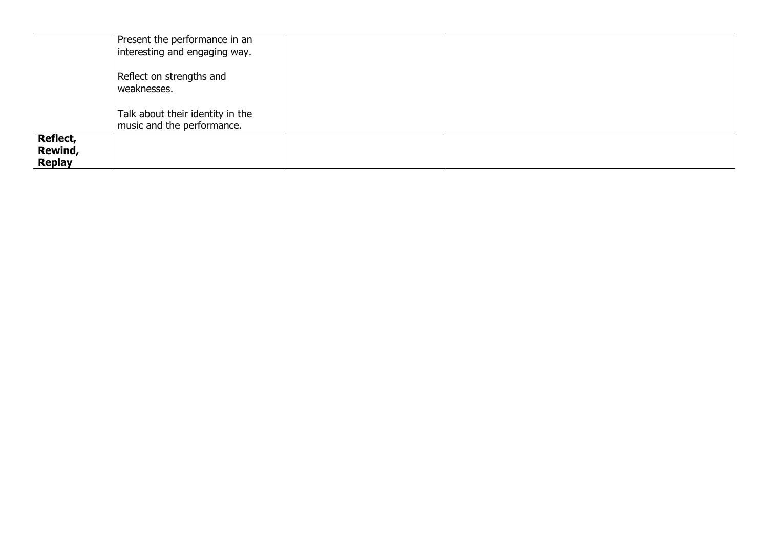| | | | |
|---|---|---|---|
| | Present the performance in an interesting and engaging way.<br><br>Reflect on strengths and weaknesses.<br><br>Talk about their identity in the music and the performance. | | |
| **Reflect, Rewind, Replay** | | | |